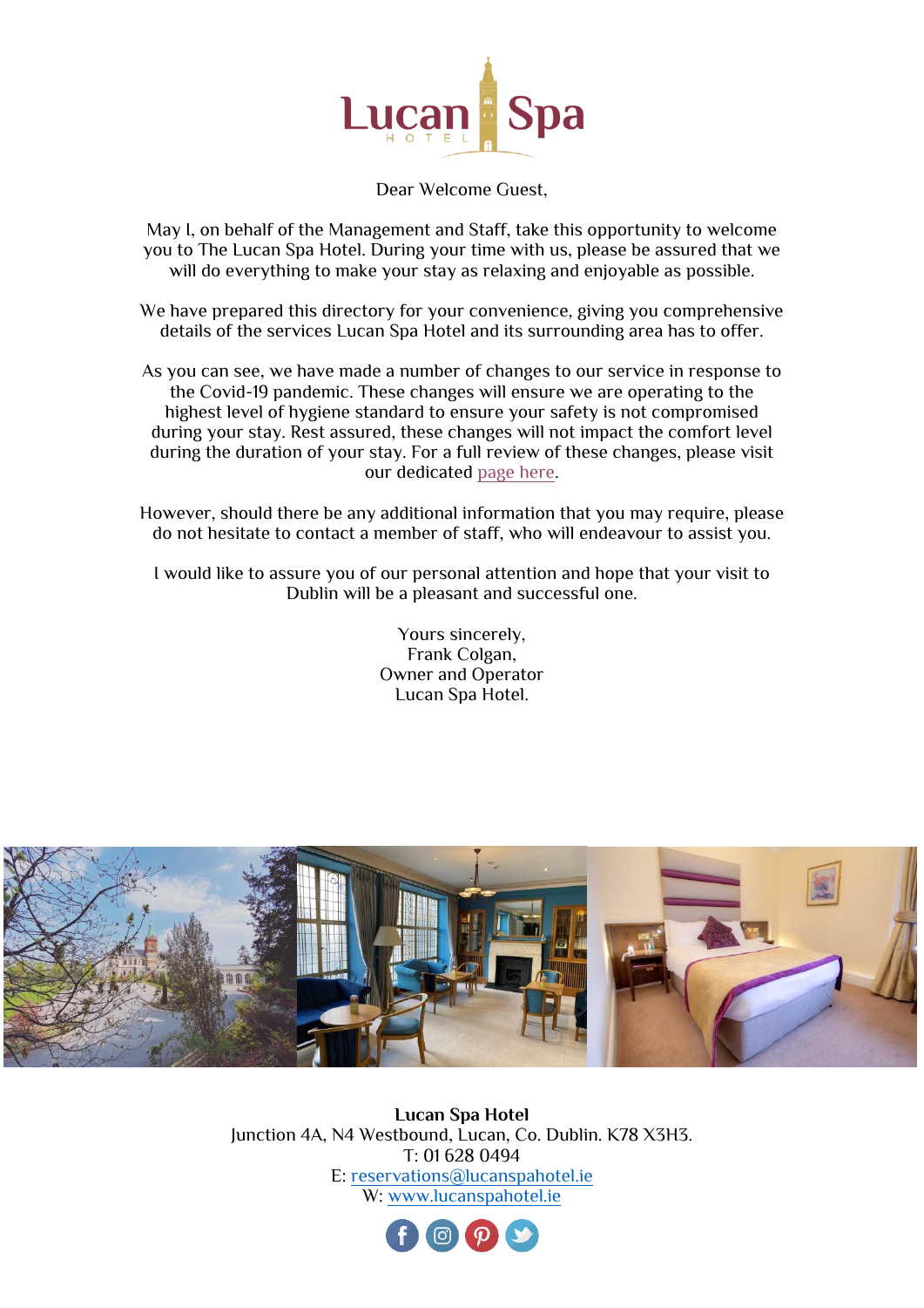Dear Welcome Guest,

May I, on behalf of the Management and Staff, take this opportunity to welcome you to The Lucan Spa Hotel. During your time with us, please be assured that we will do everything to make your stay as relaxing and enjoyable as possible.

We have prepared this directory for your convenience, giving you comprehensive details of the services Lucan Spa Hotel and its surrounding area has to offer.

As you can see, we have made a number of changes to our service in response to the Covid-19 pandemic. These changes will ensure we are operating to the highest level of hygiene standard to ensure your safety is not compromised during your stay. Rest assured, these changes will not impact the comfort level during the duration of your stay. For a full review of these changes, please visit our dedicated page here.

However, should there be any additional information that you may require, please do not hesitate to contact a member of staff, who will endeavour to assist you.

I would like to assure you of our personal attention and hope that your visit to Dublin will be a pleasant and successful one.

Yours sincerely,
Frank Colgan,
Owner and Operator
Lucan Spa Hotel.

**Lucan Spa Hotel**
Junction 4A, N4 Westbound, Lucan, Co. Dublin. K78 X3H3.
T: 01 628 0494
E: reservations@lucanspahotel.ie
W: www.lucanspahotel.ie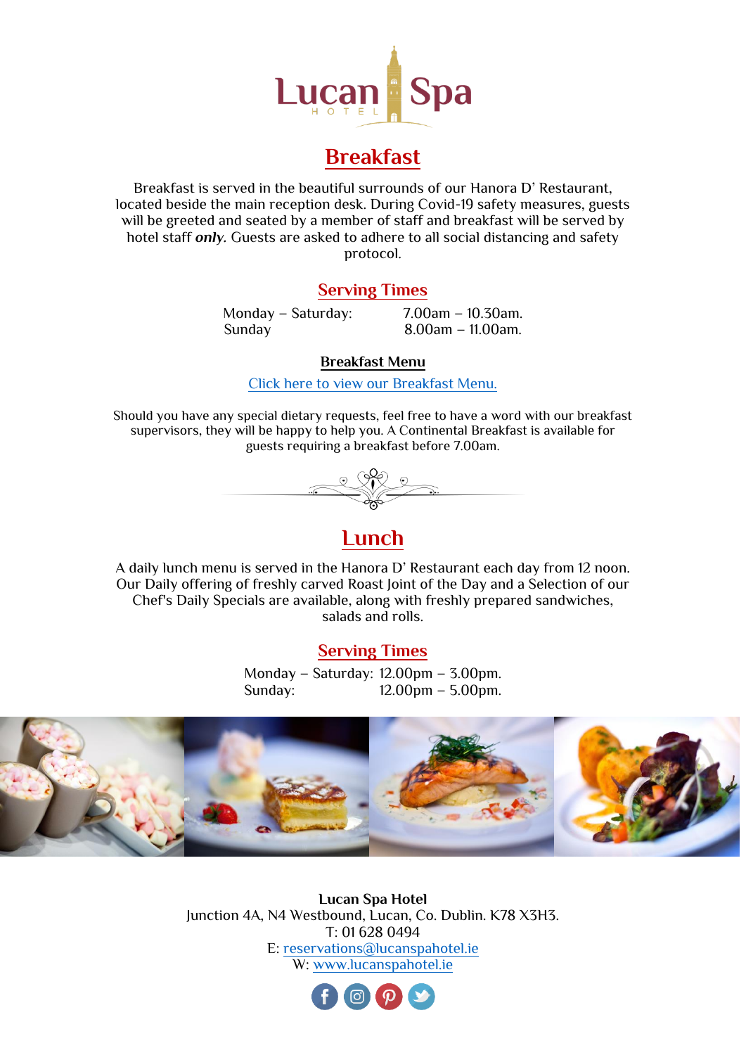Lucan Spa HOTEL

# Breakfast

Breakfast is served in the beautiful surrounds of our Hanora D' Restaurant, located beside the main reception desk. During Covid-19 safety measures, guests will be greeted and seated by a member of staff and breakfast will be served by hotel staff ***only***. Guests are asked to adhere to all social distancing and safety protocol.

## Serving Times

| | |
|---|---|
| Monday – Saturday: | 7.00am – 10.30am. |
| Sunday | 8.00am – 11.00am. |

**Breakfast Menu**

Click here to view our Breakfast Menu.

Should you have any special dietary requests, feel free to have a word with our breakfast supervisors, they will be happy to help you. A Continental Breakfast is available for guests requiring a breakfast before 7.00am.

# Lunch

A daily lunch menu is served in the Hanora D' Restaurant each day from 12 noon. Our Daily offering of freshly carved Roast Joint of the Day and a Selection of our Chef's Daily Specials are available, along with freshly prepared sandwiches, salads and rolls.

## Serving Times

| | |
|---|---|
| Monday – Saturday: | 12.00pm – 3.00pm. |
| Sunday: | 12.00pm – 5.00pm. |

**Lucan Spa Hotel**
Junction 4A, N4 Westbound, Lucan, Co. Dublin. K78 X3H3.
T: 01 628 0494
E: reservations@lucanspahotel.ie
W: www.lucanspahotel.ie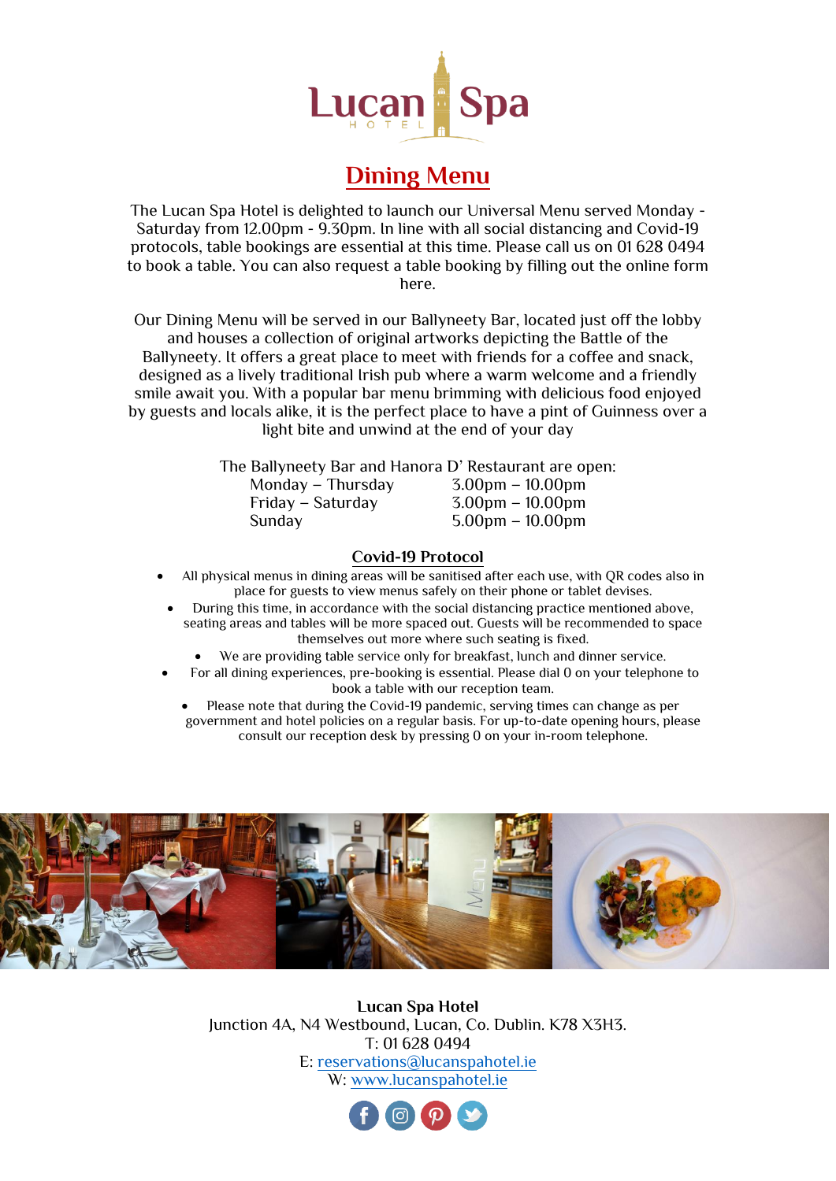# Lucan Spa HOTEL

## Dining Menu

The Lucan Spa Hotel is delighted to launch our Universal Menu served Monday - Saturday from 12.00pm - 9.30pm. In line with all social distancing and Covid-19 protocols, table bookings are essential at this time. Please call us on 01 628 0494 to book a table. You can also request a table booking by filling out the online form here.

Our Dining Menu will be served in our Ballyneety Bar, located just off the lobby and houses a collection of original artworks depicting the Battle of the Ballyneety. It offers a great place to meet with friends for a coffee and snack, designed as a lively traditional Irish pub where a warm welcome and a friendly smile await you. With a popular bar menu brimming with delicious food enjoyed by guests and locals alike, it is the perfect place to have a pint of Guinness over a light bite and unwind at the end of your day

The Ballyneety Bar and Hanora D' Restaurant are open:

| | |
|---|---|
| Monday – Thursday | 3.00pm – 10.00pm |
| Friday – Saturday | 3.00pm – 10.00pm |
| Sunday | 5.00pm – 10.00pm |

### Covid-19 Protocol

- All physical menus in dining areas will be sanitised after each use, with QR codes also in place for guests to view menus safely on their phone or tablet devises.
- During this time, in accordance with the social distancing practice mentioned above, seating areas and tables will be more spaced out. Guests will be recommended to space themselves out more where such seating is fixed.
- We are providing table service only for breakfast, lunch and dinner service.
- For all dining experiences, pre-booking is essential. Please dial 0 on your telephone to book a table with our reception team.
- Please note that during the Covid-19 pandemic, serving times can change as per government and hotel policies on a regular basis. For up-to-date opening hours, please consult our reception desk by pressing 0 on your in-room telephone.

**Lucan Spa Hotel**
Junction 4A, N4 Westbound, Lucan, Co. Dublin. K78 X3H3.
T: 01 628 0494
E: reservations@lucanspahotel.ie
W: www.lucanspahotel.ie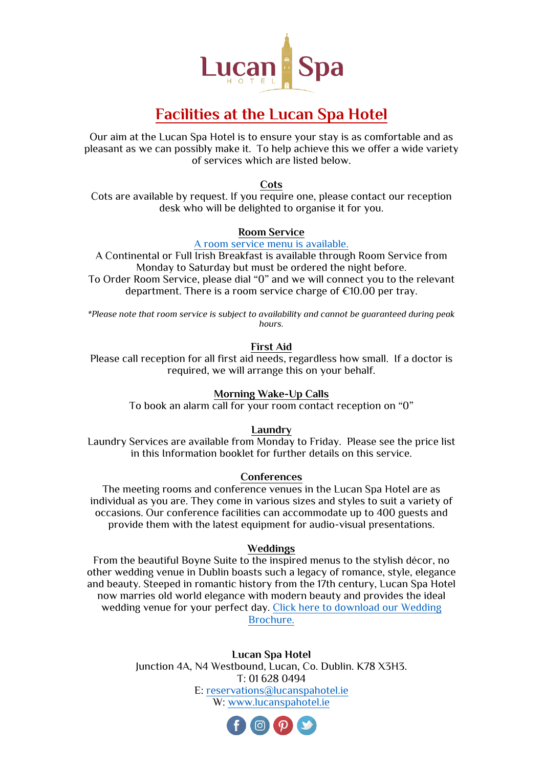# Facilities at the Lucan Spa Hotel

Our aim at the Lucan Spa Hotel is to ensure your stay is as comfortable and as pleasant as we can possibly make it. To help achieve this we offer a wide variety of services which are listed below.

## Cots

Cots are available by request. If you require one, please contact our reception desk who will be delighted to organise it for you.

## Room Service

A room service menu is available.

A Continental or Full Irish Breakfast is available through Room Service from Monday to Saturday but must be ordered the night before.

To Order Room Service, please dial "0" and we will connect you to the relevant department. There is a room service charge of €10.00 per tray.

*\*Please note that room service is subject to availability and cannot be guaranteed during peak hours.*

## First Aid

Please call reception for all first aid needs, regardless how small. If a doctor is required, we will arrange this on your behalf.

## Morning Wake-Up Calls

To book an alarm call for your room contact reception on "0"

## Laundry

Laundry Services are available from Monday to Friday. Please see the price list in this Information booklet for further details on this service.

## Conferences

The meeting rooms and conference venues in the Lucan Spa Hotel are as individual as you are. They come in various sizes and styles to suit a variety of occasions. Our conference facilities can accommodate up to 400 guests and provide them with the latest equipment for audio-visual presentations.

## Weddings

From the beautiful Boyne Suite to the inspired menus to the stylish décor, no other wedding venue in Dublin boasts such a legacy of romance, style, elegance and beauty. Steeped in romantic history from the 17th century, Lucan Spa Hotel now marries old world elegance with modern beauty and provides the ideal wedding venue for your perfect day. Click here to download our Wedding Brochure.

**Lucan Spa Hotel**

Junction 4A, N4 Westbound, Lucan, Co. Dublin. K78 X3H3.

T: 01 628 0494

E: reservations@lucanspahotel.ie

W: www.lucanspahotel.ie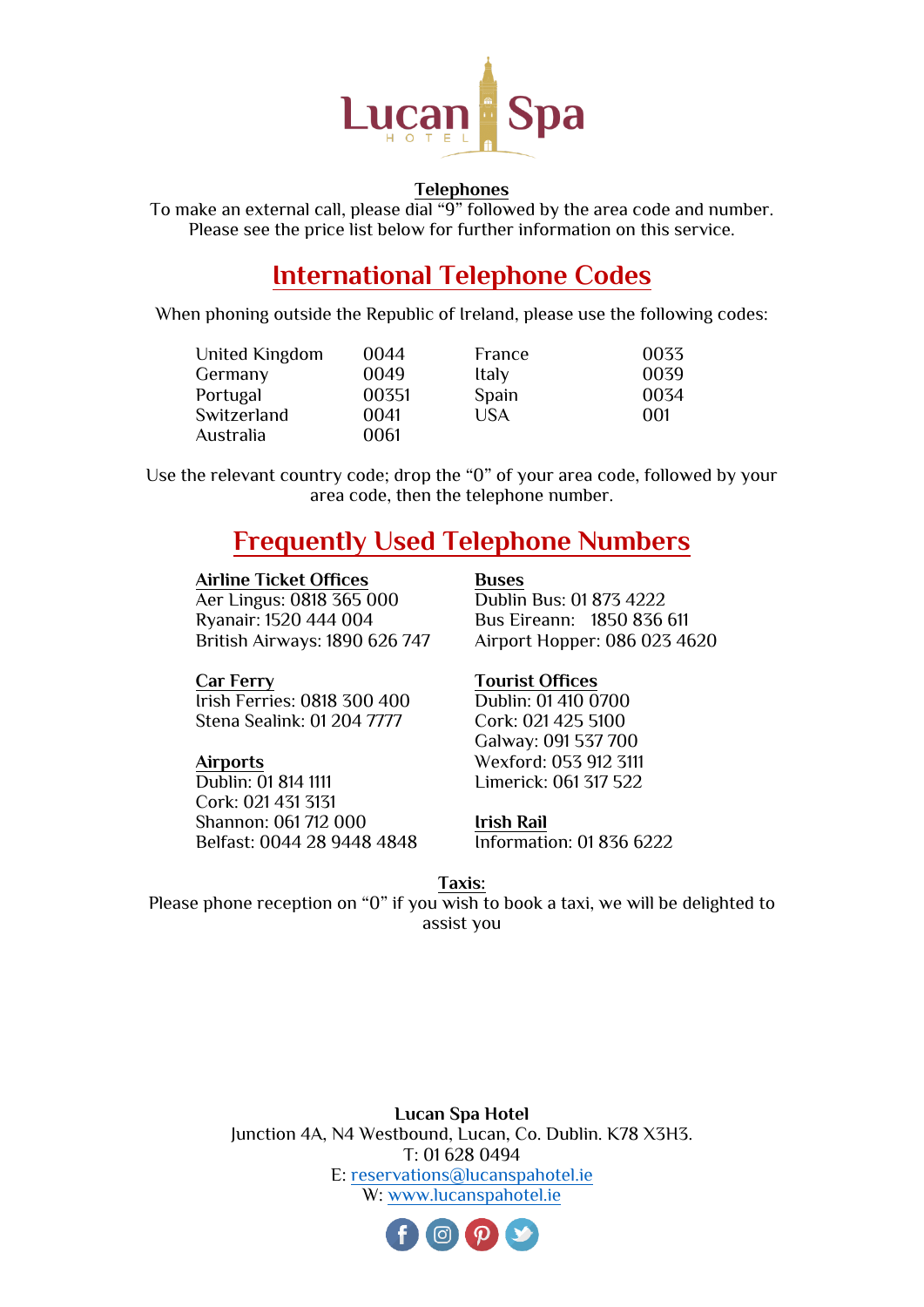# Lucan Spa Hotel

**Telephones**

To make an external call, please dial "9" followed by the area code and number.
Please see the price list below for further information on this service.

## International Telephone Codes

When phoning outside the Republic of Ireland, please use the following codes:

| | | | |
|---|---|---|---|
| United Kingdom | 0044 | France | 0033 |
| Germany | 0049 | Italy | 0039 |
| Portugal | 00351 | Spain | 0034 |
| Switzerland | 0041 | USA | 001 |
| Australia | 0061 | | |

Use the relevant country code; drop the "0" of your area code, followed by your area code, then the telephone number.

## Frequently Used Telephone Numbers

**Airline Ticket Offices**
Aer Lingus: 0818 365 000
Ryanair: 1520 444 004
British Airways: 1890 626 747

**Car Ferry**
Irish Ferries: 0818 300 400
Stena Sealink: 01 204 7777

**Airports**
Dublin: 01 814 1111
Cork: 021 431 3131
Shannon: 061 712 000
Belfast: 0044 28 9448 4848

**Buses**
Dublin Bus: 01 873 4222
Bus Eireann: 1850 836 611
Airport Hopper: 086 023 4620

**Tourist Offices**
Dublin: 01 410 0700
Cork: 021 425 5100
Galway: 091 537 700
Wexford: 053 912 3111
Limerick: 061 317 522

**Irish Rail**
Information: 01 836 6222

**Taxis:**

Please phone reception on "0" if you wish to book a taxi, we will be delighted to assist you

**Lucan Spa Hotel**
Junction 4A, N4 Westbound, Lucan, Co. Dublin. K78 X3H3.
T: 01 628 0494
E: reservations@lucanspahotel.ie
W: www.lucanspahotel.ie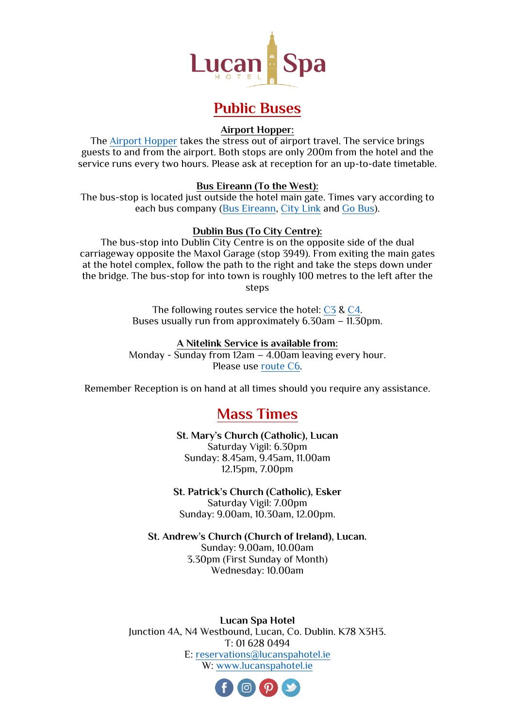# Public Buses

**Airport Hopper:**

The Airport Hopper takes the stress out of airport travel. The service brings guests to and from the airport. Both stops are only 200m from the hotel and the service runs every two hours. Please ask at reception for an up-to-date timetable.

**Bus Eireann (To the West):**

The bus-stop is located just outside the hotel main gate. Times vary according to each bus company (Bus Eireann, City Link and Go Bus).

**Dublin Bus (To City Centre):**

The bus-stop into Dublin City Centre is on the opposite side of the dual carriageway opposite the Maxol Garage (stop 3949). From exiting the main gates at the hotel complex, follow the path to the right and take the steps down under the bridge. The bus-stop for into town is roughly 100 metres to the left after the steps

The following routes service the hotel: C3 & C4.
Buses usually run from approximately 6.30am – 11.30pm.

**A Nitelink Service is available from:**
Monday - Sunday from 12am – 4.00am leaving every hour.
Please use route C6.

Remember Reception is on hand at all times should you require any assistance.

# Mass Times

**St. Mary's Church (Catholic), Lucan**
Saturday Vigil: 6.30pm
Sunday: 8.45am, 9.45am, 11.00am
12.15pm, 7.00pm

**St. Patrick's Church (Catholic), Esker**
Saturday Vigil: 7.00pm
Sunday: 9.00am, 10.30am, 12.00pm.

**St. Andrew's Church (Church of Ireland), Lucan.**
Sunday: 9.00am, 10.00am
3.30pm (First Sunday of Month)
Wednesday: 10.00am

**Lucan Spa Hotel**
Junction 4A, N4 Westbound, Lucan, Co. Dublin. K78 X3H3.
T: 01 628 0494
E: reservations@lucanspahotel.ie
W: www.lucanspahotel.ie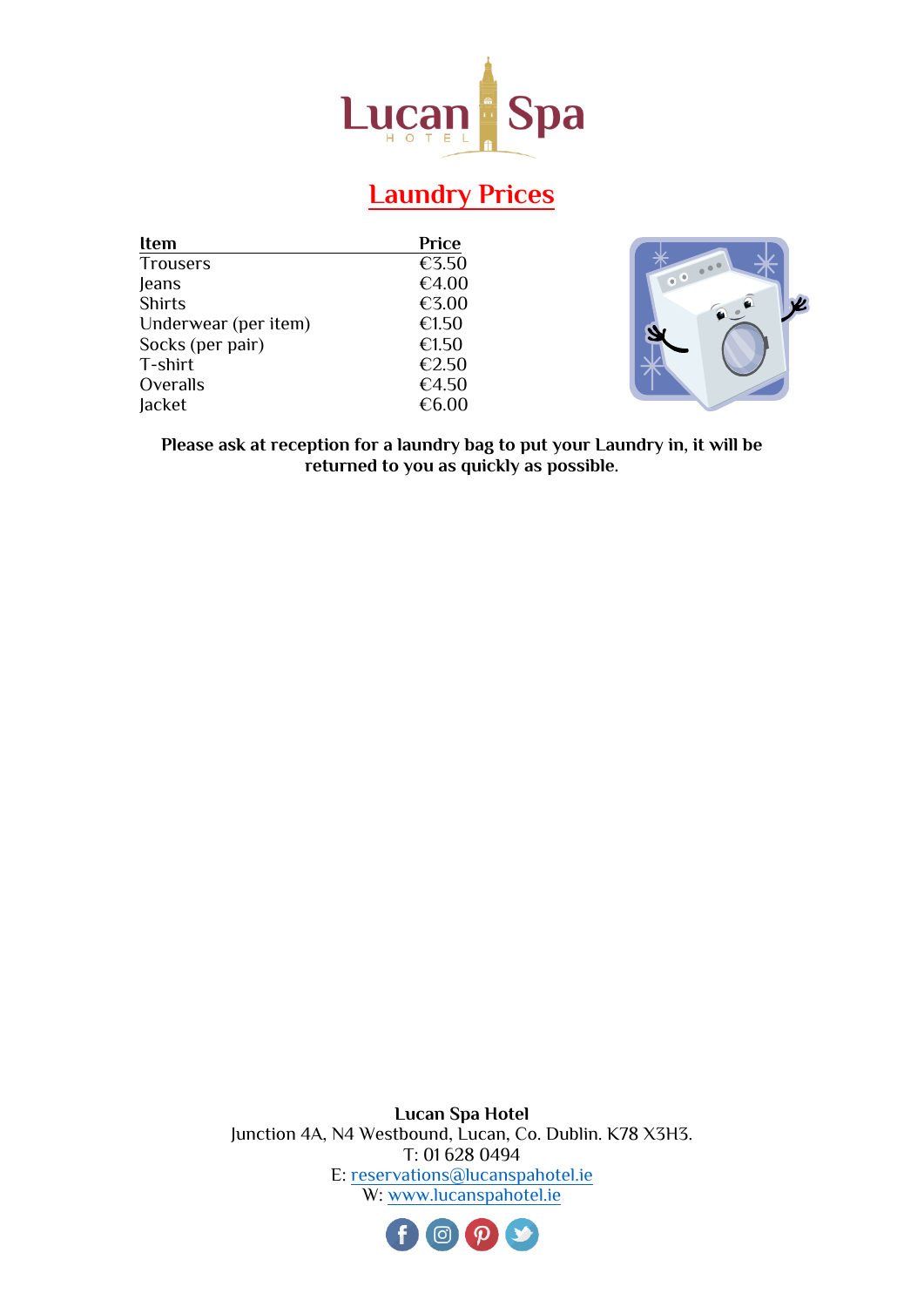Lucan Spa HOTEL

# Laundry Prices

| Item | Price |
|---|---|
| Trousers | €3.50 |
| Jeans | €4.00 |
| Shirts | €3.00 |
| Underwear (per item) | €1.50 |
| Socks (per pair) | €1.50 |
| T-shirt | €2.50 |
| Overalls | €4.50 |
| Jacket | €6.00 |

**Please ask at reception for a laundry bag to put your Laundry in, it will be returned to you as quickly as possible.**

**Lucan Spa Hotel**
Junction 4A, N4 Westbound, Lucan, Co. Dublin. K78 X3H3.
T: 01 628 0494
E: reservations@lucanspahotel.ie
W: www.lucanspahotel.ie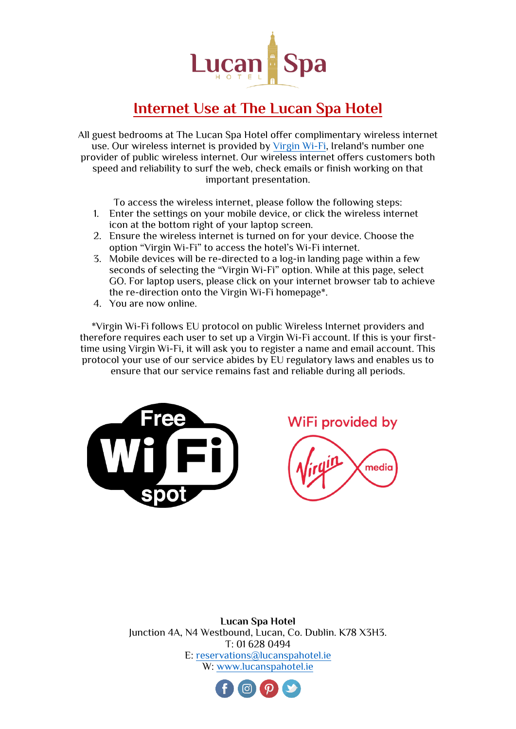# Internet Use at The Lucan Spa Hotel

All guest bedrooms at The Lucan Spa Hotel offer complimentary wireless internet use. Our wireless internet is provided by Virgin Wi-Fi, Ireland's number one provider of public wireless internet. Our wireless internet offers customers both speed and reliability to surf the web, check emails or finish working on that important presentation.

To access the wireless internet, please follow the following steps:

1. Enter the settings on your mobile device, or click the wireless internet icon at the bottom right of your laptop screen.
2. Ensure the wireless internet is turned on for your device. Choose the option "Virgin Wi-Fi" to access the hotel's Wi-Fi internet.
3. Mobile devices will be re-directed to a log-in landing page within a few seconds of selecting the "Virgin Wi-Fi" option. While at this page, select GO. For laptop users, please click on your internet browser tab to achieve the re-direction onto the Virgin Wi-Fi homepage*.
4. You are now online.

*Virgin Wi-Fi follows EU protocol on public Wireless Internet providers and therefore requires each user to set up a Virgin Wi-Fi account. If this is your first-time using Virgin Wi-Fi, it will ask you to register a name and email account. This protocol your use of our service abides by EU regulatory laws and enables us to ensure that our service remains fast and reliable during all periods.

Free Wi Fi spot

WiFi provided by Virgin media

**Lucan Spa Hotel**
Junction 4A, N4 Westbound, Lucan, Co. Dublin. K78 X3H3.
T: 01 628 0494
E: reservations@lucanspahotel.ie
W: www.lucanspahotel.ie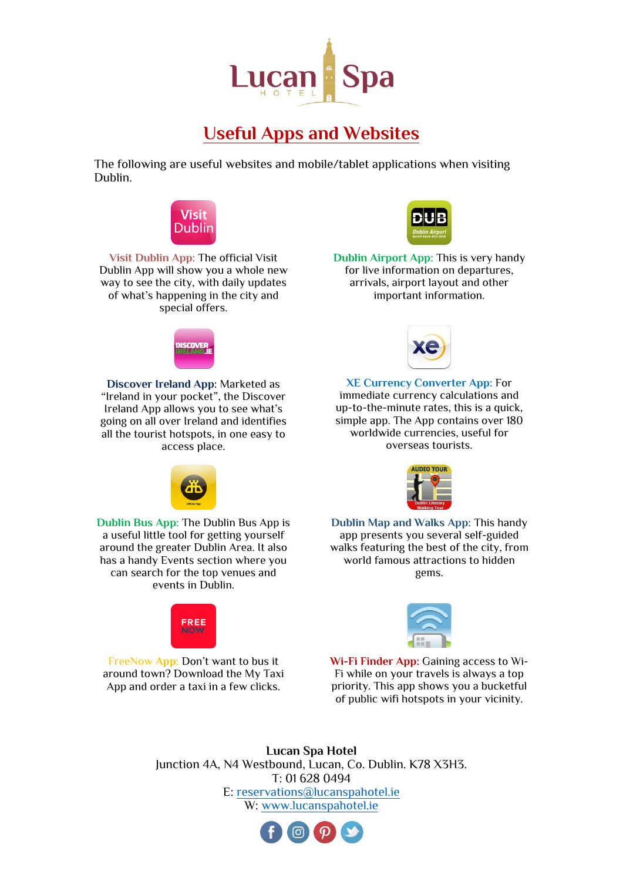Lucan Spa HOTEL

# Useful Apps and Websites

The following are useful websites and mobile/tablet applications when visiting Dublin.

**Visit Dublin App:** The official Visit Dublin App will show you a whole new way to see the city, with daily updates of what's happening in the city and special offers.

**Dublin Airport App:** This is very handy for live information on departures, arrivals, airport layout and other important information.

**Discover Ireland App:** Marketed as "Ireland in your pocket", the Discover Ireland App allows you to see what's going on all over Ireland and identifies all the tourist hotspots, in one easy to access place.

**XE Currency Converter App:** For immediate currency calculations and up-to-the-minute rates, this is a quick, simple app. The App contains over 180 worldwide currencies, useful for overseas tourists.

**Dublin Bus App:** The Dublin Bus App is a useful little tool for getting yourself around the greater Dublin Area. It also has a handy Events section where you can search for the top venues and events in Dublin.

**Dublin Map and Walks App:** This handy app presents you several self-guided walks featuring the best of the city, from world famous attractions to hidden gems.

**FreeNow App:** Don't want to bus it around town? Download the My Taxi App and order a taxi in a few clicks.

**Wi-Fi Finder App:** Gaining access to Wi-Fi while on your travels is always a top priority. This app shows you a bucketful of public wifi hotspots in your vicinity.

**Lucan Spa Hotel**
Junction 4A, N4 Westbound, Lucan, Co. Dublin. K78 X3H3.
T: 01 628 0494
E: reservations@lucanspahotel.ie
W: www.lucanspahotel.ie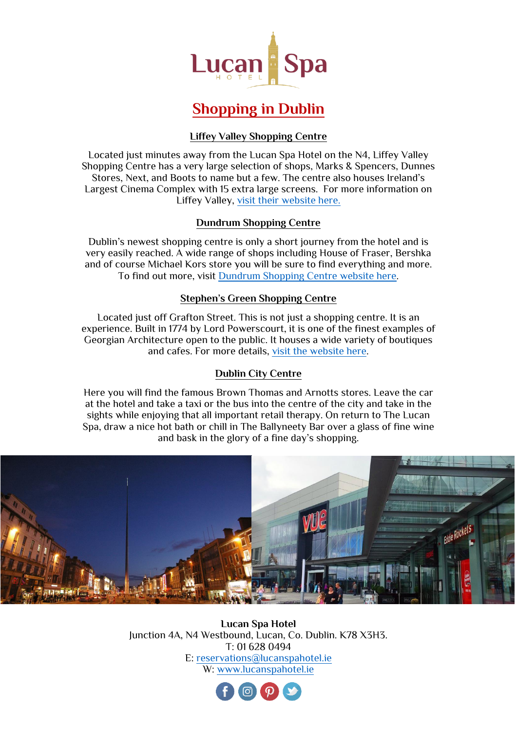# Shopping in Dublin

### Liffey Valley Shopping Centre

Located just minutes away from the Lucan Spa Hotel on the N4, Liffey Valley Shopping Centre has a very large selection of shops, Marks & Spencers, Dunnes Stores, Next, and Boots to name but a few. The centre also houses Ireland's Largest Cinema Complex with 15 extra large screens. For more information on Liffey Valley, visit their website here.

### Dundrum Shopping Centre

Dublin's newest shopping centre is only a short journey from the hotel and is very easily reached. A wide range of shops including House of Fraser, Bershka and of course Michael Kors store you will be sure to find everything and more. To find out more, visit Dundrum Shopping Centre website here.

### Stephen's Green Shopping Centre

Located just off Grafton Street. This is not just a shopping centre. It is an experience. Built in 1774 by Lord Powerscourt, it is one of the finest examples of Georgian Architecture open to the public. It houses a wide variety of boutiques and cafes. For more details, visit the website here.

### Dublin City Centre

Here you will find the famous Brown Thomas and Arnotts stores. Leave the car at the hotel and take a taxi or the bus into the centre of the city and take in the sights while enjoying that all important retail therapy. On return to The Lucan Spa, draw a nice hot bath or chill in The Ballyneety Bar over a glass of fine wine and bask in the glory of a fine day's shopping.

**Lucan Spa Hotel**
Junction 4A, N4 Westbound, Lucan, Co. Dublin. K78 X3H3.
T: 01 628 0494
E: reservations@lucanspahotel.ie
W: www.lucanspahotel.ie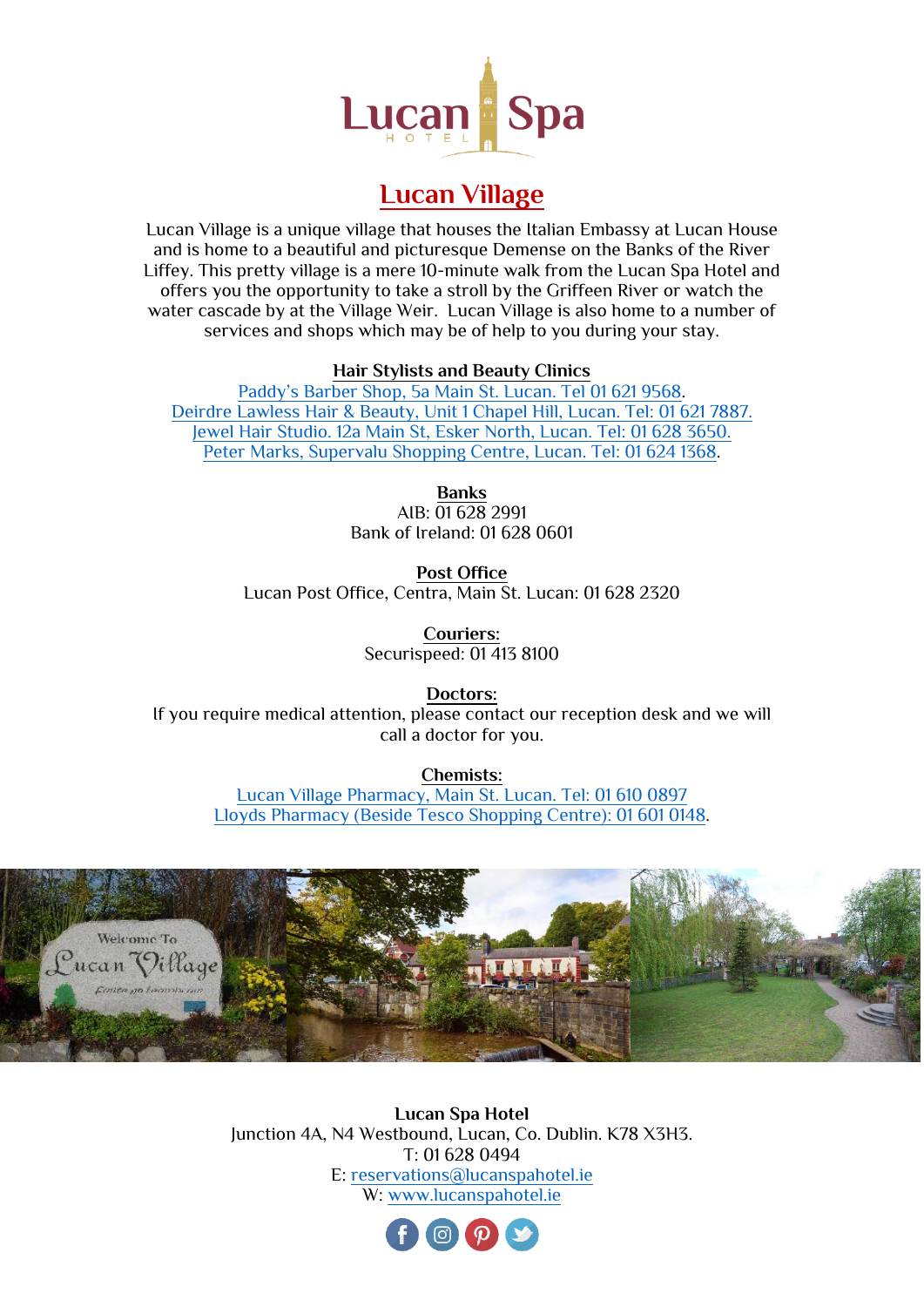# Lucan Village

Lucan Village is a unique village that houses the Italian Embassy at Lucan House and is home to a beautiful and picturesque Demense on the Banks of the River Liffey. This pretty village is a mere 10-minute walk from the Lucan Spa Hotel and offers you the opportunity to take a stroll by the Griffeen River or watch the water cascade by at the Village Weir. Lucan Village is also home to a number of services and shops which may be of help to you during your stay.

**Hair Stylists and Beauty Clinics**

Paddy's Barber Shop, 5a Main St. Lucan. Tel 01 621 9568.
Deirdre Lawless Hair & Beauty, Unit 1 Chapel Hill, Lucan. Tel: 01 621 7887.
Jewel Hair Studio. 12a Main St, Esker North, Lucan. Tel: 01 628 3650.
Peter Marks, Supervalu Shopping Centre, Lucan. Tel: 01 624 1368.

**Banks**

AIB: 01 628 2991
Bank of Ireland: 01 628 0601

**Post Office**

Lucan Post Office, Centra, Main St. Lucan: 01 628 2320

**Couriers:**

Securispeed: 01 413 8100

**Doctors:**

If you require medical attention, please contact our reception desk and we will call a doctor for you.

**Chemists:**

Lucan Village Pharmacy, Main St. Lucan. Tel: 01 610 0897
Lloyds Pharmacy (Beside Tesco Shopping Centre): 01 601 0148.

**Lucan Spa Hotel**
Junction 4A, N4 Westbound, Lucan, Co. Dublin. K78 X3H3.
T: 01 628 0494
E: reservations@lucanspahotel.ie
W: www.lucanspahotel.ie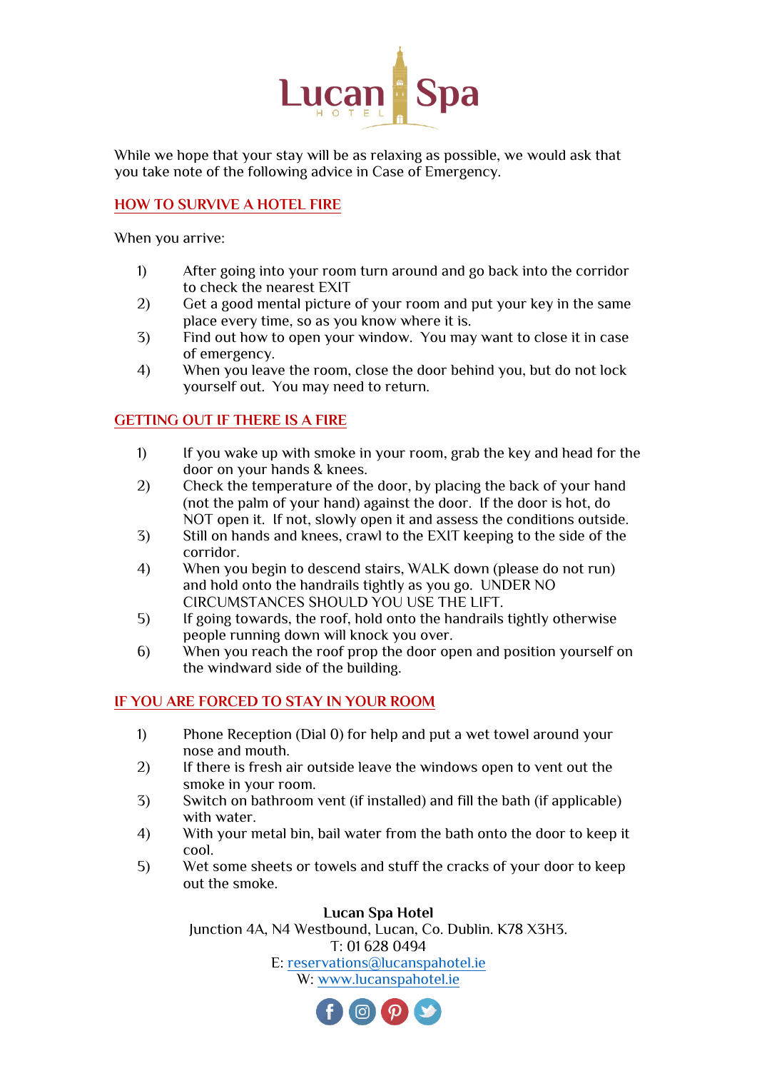Lucan Spa HOTEL

While we hope that your stay will be as relaxing as possible, we would ask that you take note of the following advice in Case of Emergency.

## HOW TO SURVIVE A HOTEL FIRE

When you arrive:

1) After going into your room turn around and go back into the corridor to check the nearest EXIT
2) Get a good mental picture of your room and put your key in the same place every time, so as you know where it is.
3) Find out how to open your window. You may want to close it in case of emergency.
4) When you leave the room, close the door behind you, but do not lock yourself out. You may need to return.

## GETTING OUT IF THERE IS A FIRE

1) If you wake up with smoke in your room, grab the key and head for the door on your hands & knees.
2) Check the temperature of the door, by placing the back of your hand (not the palm of your hand) against the door. If the door is hot, do NOT open it. If not, slowly open it and assess the conditions outside.
3) Still on hands and knees, crawl to the EXIT keeping to the side of the corridor.
4) When you begin to descend stairs, WALK down (please do not run) and hold onto the handrails tightly as you go. UNDER NO CIRCUMSTANCES SHOULD YOU USE THE LIFT.
5) If going towards, the roof, hold onto the handrails tightly otherwise people running down will knock you over.
6) When you reach the roof prop the door open and position yourself on the windward side of the building.

## IF YOU ARE FORCED TO STAY IN YOUR ROOM

1) Phone Reception (Dial 0) for help and put a wet towel around your nose and mouth.
2) If there is fresh air outside leave the windows open to vent out the smoke in your room.
3) Switch on bathroom vent (if installed) and fill the bath (if applicable) with water.
4) With your metal bin, bail water from the bath onto the door to keep it cool.
5) Wet some sheets or towels and stuff the cracks of your door to keep out the smoke.

**Lucan Spa Hotel**
Junction 4A, N4 Westbound, Lucan, Co. Dublin. K78 X3H3.
T: 01 628 0494
E: reservations@lucanspahotel.ie
W: www.lucanspahotel.ie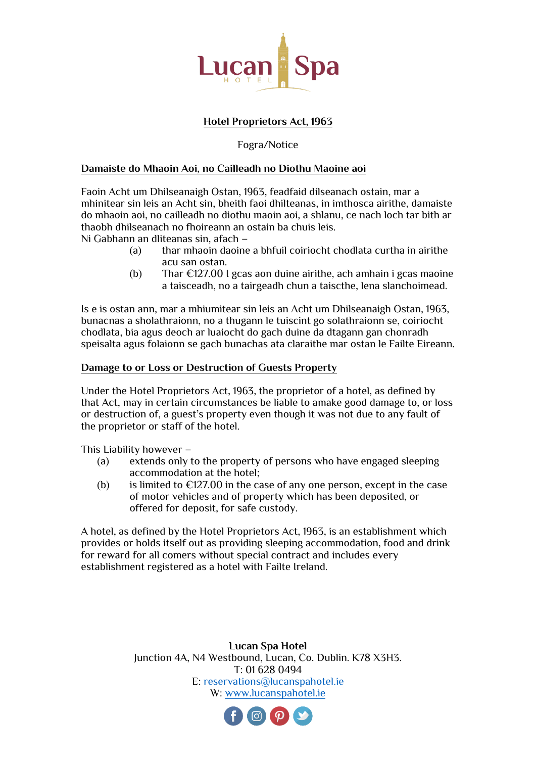Lucan Spa HOTEL

**Hotel Proprietors Act, 1963**

Fogra/Notice

**Damaiste do Mhaoin Aoi, no Cailleadh no Diothu Maoine aoi**

Faoin Acht um Dhilseanaigh Ostan, 1963, feadfaid dilseanach ostain, mar a mhinitear sin leis an Acht sin, bheith faoi dhilteanas, in imthosca airithe, damaiste do mhaoin aoi, no cailleadh no diothu maoin aoi, a shlanu, ce nach loch tar bith ar thaobh dhilseanach no fhoireann an ostain ba chuis leis.
Ni Gabhann an dliteanas sin, afach –

- (a) thar mhaoin daoine a bhfuil coiriocht chodlata curtha in airithe acu san ostan.
- (b) Thar €127.00 l gcas aon duine airithe, ach amhain i gcas maoine a taisceadh, no a tairgeadh chun a taiscthe, lena slanchoimead.

ls e is ostan ann, mar a mhiumitear sin leis an Acht um Dhilseanaigh Ostan, 1963, bunacnas a sholathraionn, no a thugann le tuiscint go solathraionn se, coiriocht chodlata, bia agus deoch ar luaiocht do gach duine da dtagann gan chonradh speisalta agus folaionn se gach bunachas ata claraithe mar ostan le Failte Eireann.

**Damage to or Loss or Destruction of Guests Property**

Under the Hotel Proprietors Act, 1963, the proprietor of a hotel, as defined by that Act, may in certain circumstances be liable to amake good damage to, or loss or destruction of, a guest's property even though it was not due to any fault of the proprietor or staff of the hotel.

This Liability however –

- (a) extends only to the property of persons who have engaged sleeping accommodation at the hotel;
- (b) is limited to €127.00 in the case of any one person, except in the case of motor vehicles and of property which has been deposited, or offered for deposit, for safe custody.

A hotel, as defined by the Hotel Proprietors Act, 1963, is an establishment which provides or holds itself out as providing sleeping accommodation, food and drink for reward for all comers without special contract and includes every establishment registered as a hotel with Failte Ireland.

**Lucan Spa Hotel**
Junction 4A, N4 Westbound, Lucan, Co. Dublin. K78 X3H3.
T: 01 628 0494
E: reservations@lucanspahotel.ie
W: www.lucanspahotel.ie